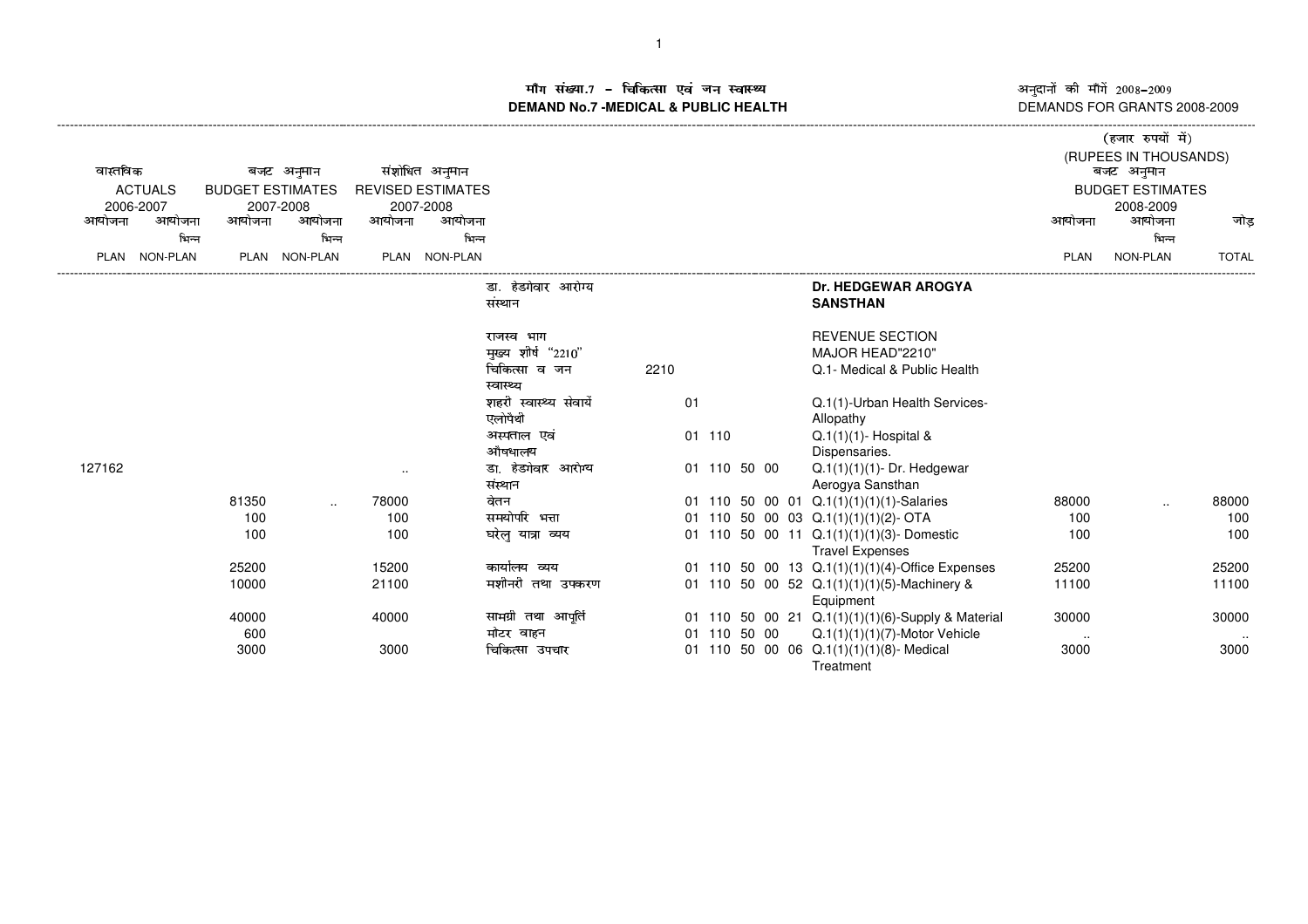## माँग संख्या.7 – चिकित्सा एवं जन स्वास्थ्य
## DEMAND No.7 -MEDICAL & PUBLIC HEALTH

अनुदानों की माँगें 2008–2009
DEMANDS FOR GRANTS 2008-2009

(हजार रुपयों में)
(RUPEES IN THOUSANDS)

| वास्तविक ACTUALS 2006-2007 | | बजट अनुमान BUDGET ESTIMATES 2007-2008 | | संशोधित अनुमान REVISED ESTIMATES 2007-2008 | | | | | बजट अनुमान BUDGET ESTIMATES 2008-2009 | | |
|---|---|---|---|---|---|---|---|---|---|---|---|
| आयोजना PLAN | आयोजना भिन्न NON-PLAN | आयोजना PLAN | आयोजना भिन्न NON-PLAN | आयोजना PLAN | आयोजना भिन्न NON-PLAN | | | | आयोजना PLAN | आयोजना भिन्न NON-PLAN | जोड़ TOTAL |
| | | | | | | डा. हेडगेवार आरोग्य संस्थान | | **Dr. HEDGEWAR AROGYA SANSTHAN** | | | |
| | | | | | | राजस्व भाग | | REVENUE SECTION | | | |
| | | | | | | मुख्य शीर्ष "2210" | | MAJOR HEAD"2210" | | | |
| | | | | | | चिकित्सा व जन स्वास्थ्य | 2210 | Q.1- Medical & Public Health | | | |
| | | | | | | शहरी स्वास्थ्य सेवायें एलोपैथी | 01 | Q.1(1)-Urban Health Services-Allopathy | | | |
| | | | | | | अस्पताल एवं औषधालय | 01 110 | Q.1(1)(1)- Hospital & Dispensaries. | | | |
| 127162 | | | | .. | | डा. हेडगेवार आरोग्य संस्थान | 01 110 50 00 | Q.1(1)(1)(1)- Dr. Hedgewar Aerogya Sansthan | | | |
| | | 81350 | .. | 78000 | | वेतन | 01 110 50 00 01 | Q.1(1)(1)(1)(1)-Salaries | 88000 | .. | 88000 |
| | | 100 | | 100 | | समयोपरि भत्ता | 01 110 50 00 03 | Q.1(1)(1)(1)(2)- OTA | 100 | | 100 |
| | | 100 | | 100 | | घरेलु यात्रा व्यय | 01 110 50 00 11 | Q.1(1)(1)(1)(3)- Domestic Travel Expenses | 100 | | 100 |
| | | 25200 | | 15200 | | कार्यालय व्यय | 01 110 50 00 13 | Q.1(1)(1)(1)(4)-Office Expenses | 25200 | | 25200 |
| | | 10000 | | 21100 | | मशीनरी तथा उपकरण | 01 110 50 00 52 | Q.1(1)(1)(1)(5)-Machinery & Equipment | 11100 | | 11100 |
| | | 40000 | | 40000 | | सामग्री तथा आपूर्ति | 01 110 50 00 21 | Q.1(1)(1)(1)(6)-Supply & Material | 30000 | | 30000 |
| | | 600 | | | | मोटर वाहन | 01 110 50 00 | Q.1(1)(1)(1)(7)-Motor Vehicle | .. | | .. |
| | | 3000 | | 3000 | | चिकित्सा उपचार | 01 110 50 00 06 | Q.1(1)(1)(1)(8)- Medical Treatment | 3000 | | 3000 |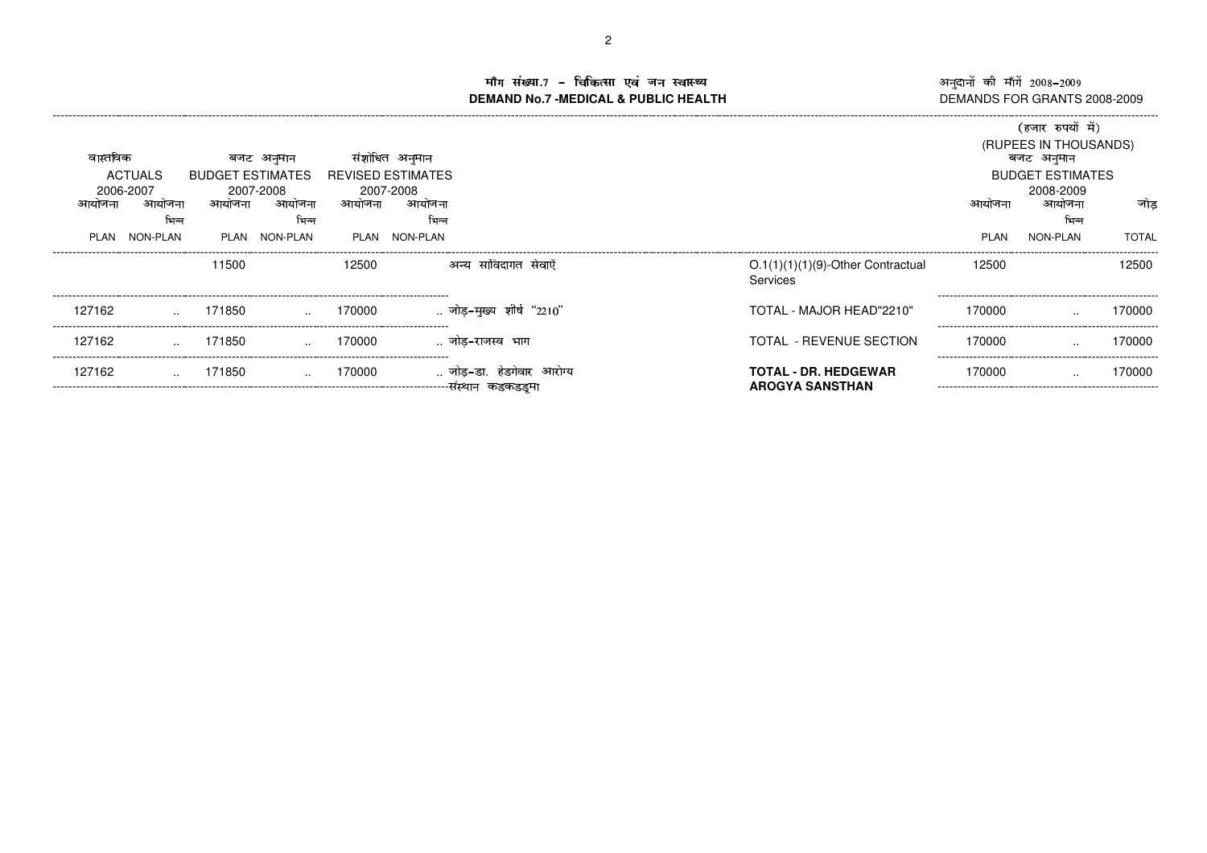**माँग संख्या.7 - चिकित्सा एवं जन स्वास्थ्य**
**DEMAND No.7 -MEDICAL & PUBLIC HEALTH**

अनुदानों की माँगें 2008-2009
DEMANDS FOR GRANTS 2008-2009

(हजार रुपयों में)
(RUPEES IN THOUSANDS)

| वास्तविक ACTUALS 2006-2007 | | बजट अनुमान BUDGET ESTIMATES 2007-2008 | | संशोधित अनुमान REVISED ESTIMATES 2007-2008 | | | | बजट अनुमान BUDGET ESTIMATES 2008-2009 | | |
|---|---|---|---|---|---|---|---|---|---|---|
| आयोजना PLAN | आयोजना भिन्न NON-PLAN | आयोजना PLAN | आयोजना भिन्न NON-PLAN | आयोजना PLAN | आयोजना भिन्न NON-PLAN | | | आयोजना PLAN | आयोजना भिन्न NON-PLAN | जोड़ TOTAL |
| | | 11500 | | 12500 | | अन्य सांविदागत सेवाएँ | O.1(1)(1)(9)-Other Contractual Services | 12500 | | 12500 |
| 127162 | .. | 171850 | .. | 170000 | .. | जोड़-मुख्य शीर्ष "2210" | TOTAL - MAJOR HEAD"2210" | 170000 | .. | 170000 |
| 127162 | .. | 171850 | .. | 170000 | .. | जोड़-राजस्व भाग | TOTAL - REVENUE SECTION | 170000 | .. | 170000 |
| 127162 | .. | 171850 | .. | 170000 | .. | जोड़-डा. हेडगेवार आरोग्य संस्थान कड़कड़डूमा | **TOTAL - DR. HEDGEWAR AROGYA SANSTHAN** | 170000 | .. | 170000 |